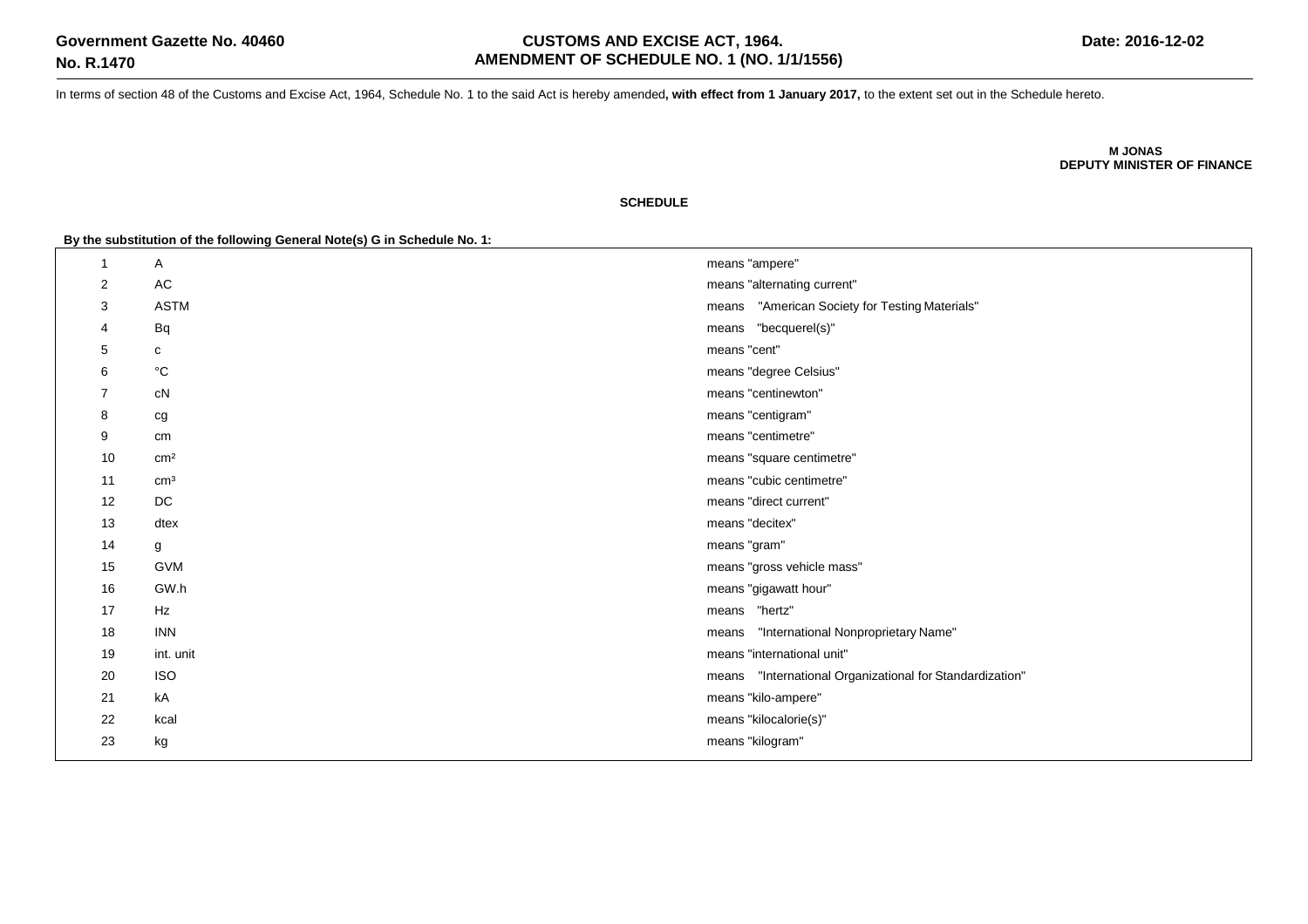**Government Gazette No. 40460**
**No. R.1470**

**CUSTOMS AND EXCISE ACT, 1964.**
**AMENDMENT OF SCHEDULE NO. 1 (NO. 1/1/1556)**

**Date: 2016-12-02**

In terms of section 48 of the Customs and Excise Act, 1964, Schedule No. 1 to the said Act is hereby amended**, with effect from 1 January 2017,** to the extent set out in the Schedule hereto.

**M JONAS**
**DEPUTY MINISTER OF FINANCE**

**SCHEDULE**

**By the substitution of the following General Note(s) G in Schedule No. 1:**

| | | |
|---|---|---|
| 1 | A | means "ampere" |
| 2 | AC | means "alternating current" |
| 3 | ASTM | means "American Society for Testing Materials" |
| 4 | Bq | means "becquerel(s)" |
| 5 | c | means "cent" |
| 6 | °C | means "degree Celsius" |
| 7 | cN | means "centinewton" |
| 8 | cg | means "centigram" |
| 9 | cm | means "centimetre" |
| 10 | $cm^2$ | means "square centimetre" |
| 11 | $cm^3$ | means "cubic centimetre" |
| 12 | DC | means "direct current" |
| 13 | dtex | means "decitex" |
| 14 | g | means "gram" |
| 15 | GVM | means "gross vehicle mass" |
| 16 | GW.h | means "gigawatt hour" |
| 17 | Hz | means "hertz" |
| 18 | INN | means "International Nonproprietary Name" |
| 19 | int. unit | means "international unit" |
| 20 | ISO | means "International Organizational for Standardization" |
| 21 | kA | means "kilo-ampere" |
| 22 | kcal | means "kilocalorie(s)" |
| 23 | kg | means "kilogram" |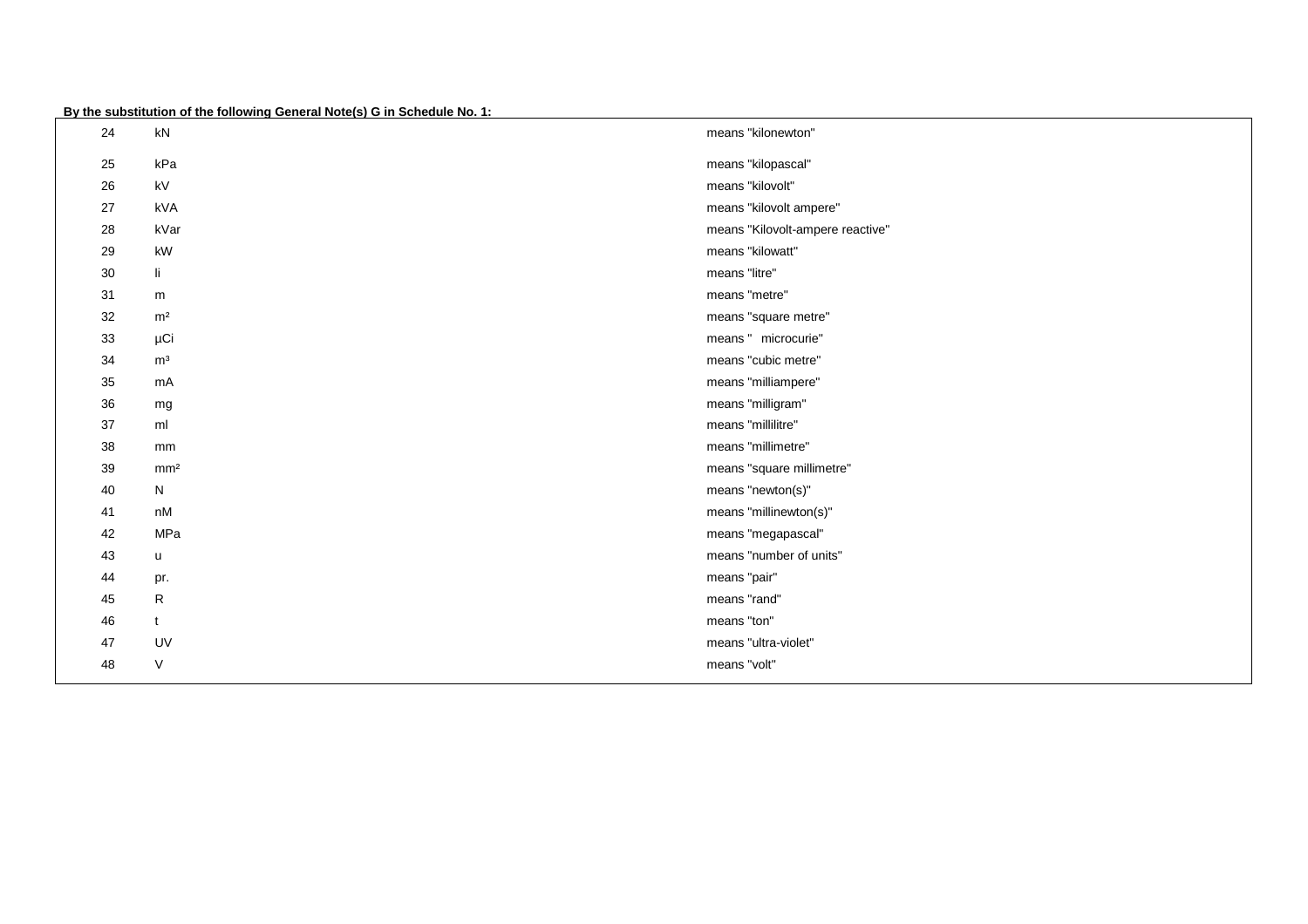**By the substitution of the following General Note(s) G in Schedule No. 1:**

| | | |
|---|---|---|
| 24 | kN | means "kilonewton" |
| 25 | kPa | means "kilopascal" |
| 26 | kV | means "kilovolt" |
| 27 | kVA | means "kilovolt ampere" |
| 28 | kVar | means "Kilovolt-ampere reactive" |
| 29 | kW | means "kilowatt" |
| 30 | li | means "litre" |
| 31 | m | means "metre" |
| 32 | $m^2$ | means "square metre" |
| 33 | µCi | means "  microcurie" |
| 34 | $m^3$ | means "cubic metre" |
| 35 | mA | means "milliampere" |
| 36 | mg | means "milligram" |
| 37 | ml | means "millilitre" |
| 38 | mm | means "millimetre" |
| 39 | $mm^2$ | means "square millimetre" |
| 40 | N | means "newton(s)" |
| 41 | nM | means "millinewton(s)" |
| 42 | MPa | means "megapascal" |
| 43 | u | means "number of units" |
| 44 | pr. | means "pair" |
| 45 | R | means "rand" |
| 46 | t | means "ton" |
| 47 | UV | means "ultra-violet" |
| 48 | V | means "volt" |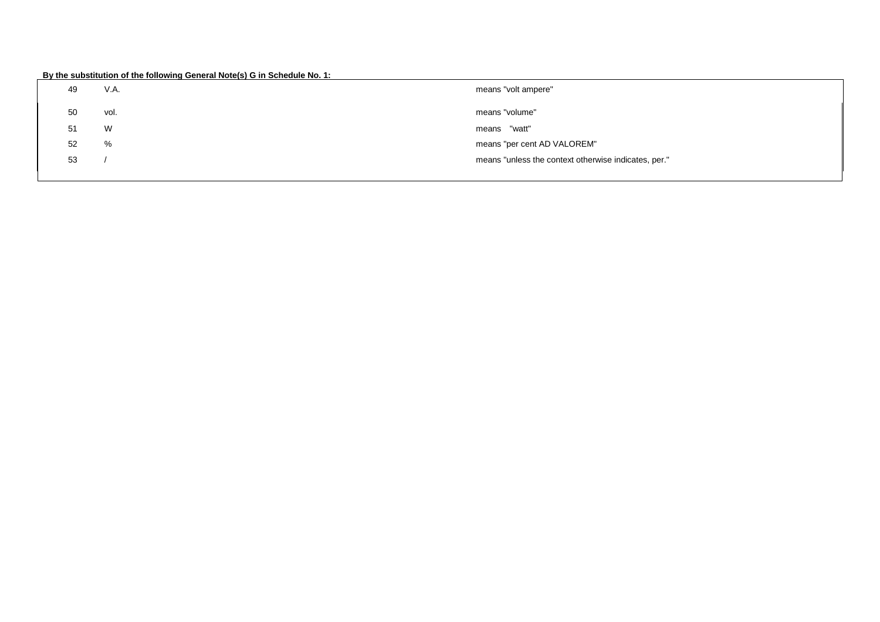**By the substitution of the following General Note(s) G in Schedule No. 1:**

| | | |
|---|---|---|
| 49 | V.A. | means "volt ampere" |
| 50 | vol. | means "volume" |
| 51 | W | means "watt" |
| 52 | % | means "per cent AD VALOREM" |
| 53 | / | means "unless the context otherwise indicates, per." |